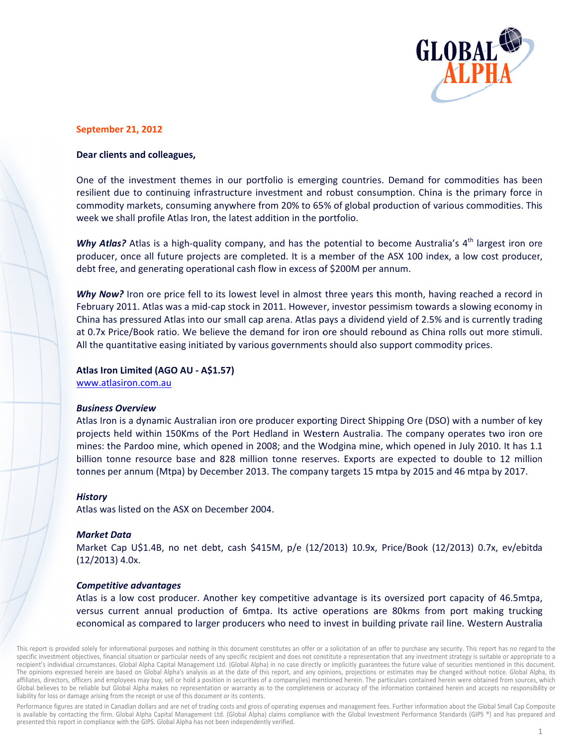**September 21, 2012**

**Dear clients and colleagues,**

One of the investment themes in our portfolio is emerging countries. Demand for commodities has been resilient due to continuing infrastructure investment and robust consumption. China is the primary force in commodity markets, consuming anywhere from 20% to 65% of global production of various commodities. This week we shall profile Atlas Iron, the latest addition in the portfolio.

***Why Atlas?*** Atlas is a high-quality company, and has the potential to become Australia's 4th largest iron ore producer, once all future projects are completed. It is a member of the ASX 100 index, a low cost producer, debt free, and generating operational cash flow in excess of $200M per annum.

***Why Now?*** Iron ore price fell to its lowest level in almost three years this month, having reached a record in February 2011. Atlas was a mid-cap stock in 2011. However, investor pessimism towards a slowing economy in China has pressured Atlas into our small cap arena. Atlas pays a dividend yield of 2.5% and is currently trading at 0.7x Price/Book ratio. We believe the demand for iron ore should rebound as China rolls out more stimuli. All the quantitative easing initiated by various governments should also support commodity prices.

**Atlas Iron Limited (AGO AU - A$1.57)**
www.atlasiron.com.au

***Business Overview***
Atlas Iron is a dynamic Australian iron ore producer exporting Direct Shipping Ore (DSO) with a number of key projects held within 150Kms of the Port Hedland in Western Australia. The company operates two iron ore mines: the Pardoo mine, which opened in 2008; and the Wodgina mine, which opened in July 2010. It has 1.1 billion tonne resource base and 828 million tonne reserves. Exports are expected to double to 12 million tonnes per annum (Mtpa) by December 2013. The company targets 15 mtpa by 2015 and 46 mtpa by 2017.

***History***
Atlas was listed on the ASX on December 2004.

***Market Data***
Market Cap U$1.4B, no net debt, cash $415M, p/e (12/2013) 10.9x, Price/Book (12/2013) 0.7x, ev/ebitda (12/2013) 4.0x.

***Competitive advantages***
Atlas is a low cost producer. Another key competitive advantage is its oversized port capacity of 46.5mtpa, versus current annual production of 6mtpa. Its active operations are 80kms from port making trucking economical as compared to larger producers who need to invest in building private rail line. Western Australia

This report is provided solely for informational purposes and nothing in this document constitutes an offer or a solicitation of an offer to purchase any security. This report has no regard to the specific investment objectives, financial situation or particular needs of any specific recipient and does not constitute a representation that any investment strategy is suitable or appropriate to a recipient's individual circumstances. Global Alpha Capital Management Ltd. (Global Alpha) in no case directly or implicitly guarantees the future value of securities mentioned in this document. The opinions expressed herein are based on Global Alpha's analysis as at the date of this report, and any opinions, projections or estimates may be changed without notice. Global Alpha, its affiliates, directors, officers and employees may buy, sell or hold a position in securities of a company(ies) mentioned herein. The particulars contained herein were obtained from sources, which Global believes to be reliable but Global Alpha makes no representation or warranty as to the completeness or accuracy of the information contained herein and accepts no responsibility or liability for loss or damage arising from the receipt or use of this document or its contents.

Performance figures are stated in Canadian dollars and are net of trading costs and gross of operating expenses and management fees. Further information about the Global Small Cap Composite is available by contacting the firm. Global Alpha Capital Management Ltd. (Global Alpha) claims compliance with the Global Investment Performance Standards (GIPS ®) and has prepared and presented this report in compliance with the GIPS. Global Alpha has not been independently verified.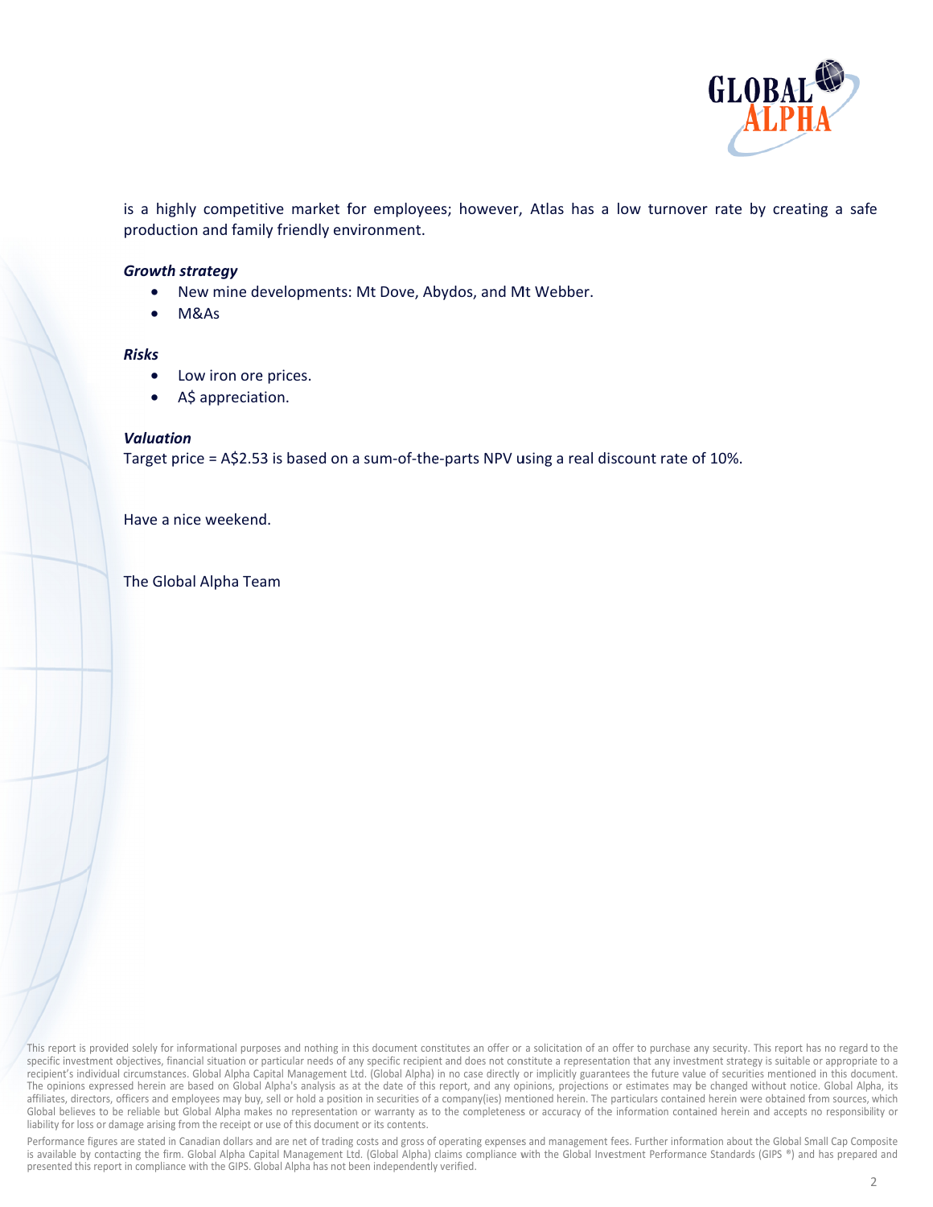is a highly competitive market for employees; however, Atlas has a low turnover rate by creating a safe production and family friendly environment.

***Growth strategy***

- New mine developments: Mt Dove, Abydos, and Mt Webber.
- M&As

***Risks***

- Low iron ore prices.
- A$ appreciation.

***Valuation***

Target price = A$2.53 is based on a sum-of-the-parts NPV using a real discount rate of 10%.

Have a nice weekend.

The Global Alpha Team

This report is provided solely for informational purposes and nothing in this document constitutes an offer or a solicitation of an offer to purchase any security. This report has no regard to the specific investment objectives, financial situation or particular needs of any specific recipient and does not constitute a representation that any investment strategy is suitable or appropriate to a recipient's individual circumstances. Global Alpha Capital Management Ltd. (Global Alpha) in no case directly or implicitly guarantees the future value of securities mentioned in this document. The opinions expressed herein are based on Global Alpha's analysis as at the date of this report, and any opinions, projections or estimates may be changed without notice. Global Alpha, its affiliates, directors, officers and employees may buy, sell or hold a position in securities of a company(ies) mentioned herein. The particulars contained herein were obtained from sources, which Global believes to be reliable but Global Alpha makes no representation or warranty as to the completeness or accuracy of the information contained herein and accepts no responsibility or liability for loss or damage arising from the receipt or use of this document or its contents.

Performance figures are stated in Canadian dollars and are net of trading costs and gross of operating expenses and management fees. Further information about the Global Small Cap Composite is available by contacting the firm. Global Alpha Capital Management Ltd. (Global Alpha) claims compliance with the Global Investment Performance Standards (GIPS ®) and has prepared and presented this report in compliance with the GIPS. Global Alpha has not been independently verified.